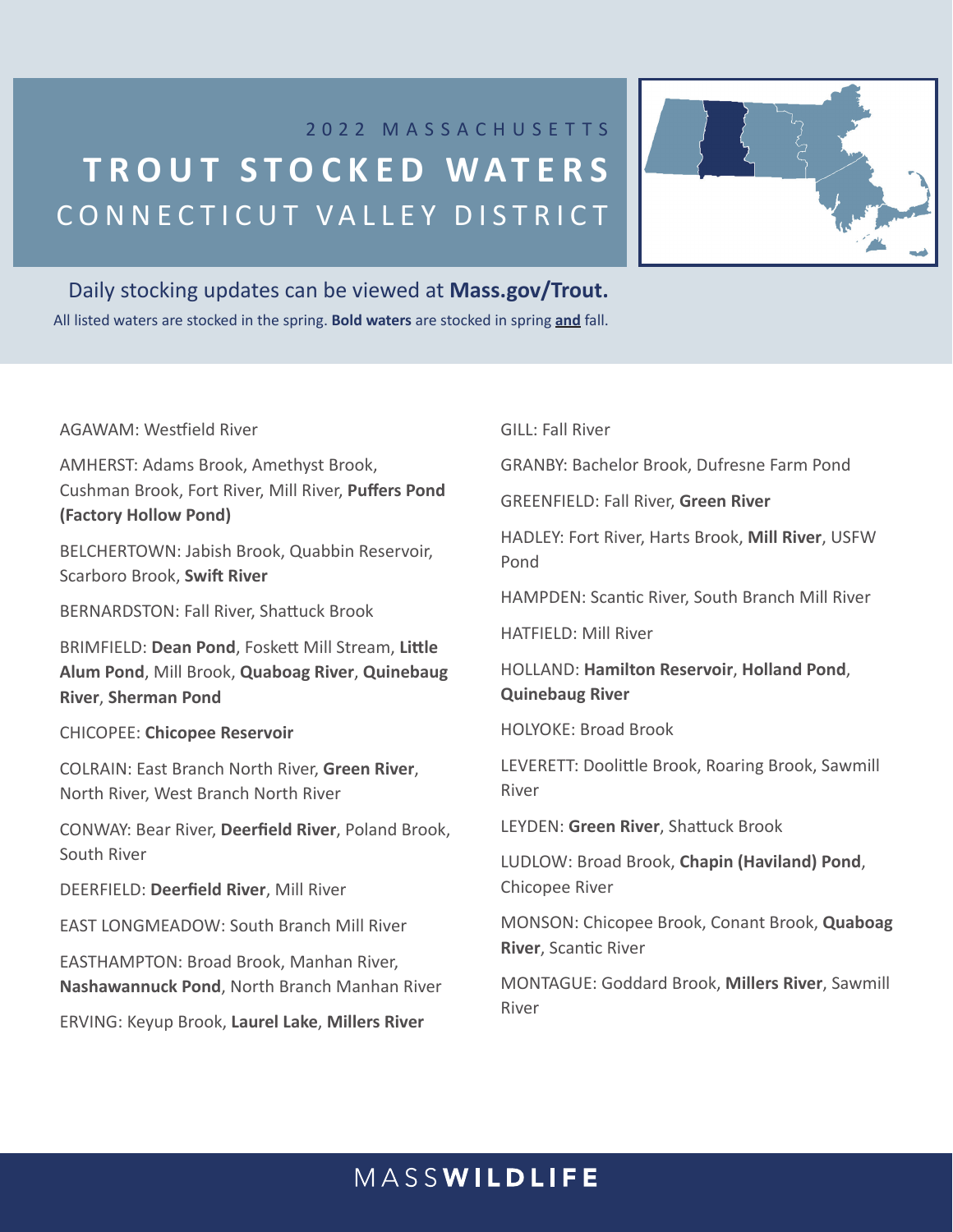2022 MASSACHUSETTS

# TROUT STOCKED WATERS

## CONNECTICUT VALLEY DISTRICT

Daily stocking updates can be viewed at **Mass.gov/Trout.**

All listed waters are stocked in the spring. **Bold waters** are stocked in spring **and** fall.

AGAWAM: Westfield River

AMHERST: Adams Brook, Amethyst Brook, Cushman Brook, Fort River, Mill River, **Puffers Pond (Factory Hollow Pond)**

BELCHERTOWN: Jabish Brook, Quabbin Reservoir, Scarboro Brook, **Swift River**

BERNARDSTON: Fall River, Shattuck Brook

BRIMFIELD: **Dean Pond**, Foskett Mill Stream, **Little Alum Pond**, Mill Brook, **Quaboag River**, **Quinebaug River**, **Sherman Pond**

CHICOPEE: **Chicopee Reservoir**

COLRAIN: East Branch North River, **Green River**, North River, West Branch North River

CONWAY: Bear River, **Deerfield River**, Poland Brook, South River

DEERFIELD: **Deerfield River**, Mill River

EAST LONGMEADOW: South Branch Mill River

EASTHAMPTON: Broad Brook, Manhan River, **Nashawannuck Pond**, North Branch Manhan River

ERVING: Keyup Brook, **Laurel Lake**, **Millers River**

GILL: Fall River

GRANBY: Bachelor Brook, Dufresne Farm Pond

GREENFIELD: Fall River, **Green River**

HADLEY: Fort River, Harts Brook, **Mill River**, USFW Pond

HAMPDEN: Scantic River, South Branch Mill River

HATFIELD: Mill River

HOLLAND: **Hamilton Reservoir**, **Holland Pond**, **Quinebaug River**

HOLYOKE: Broad Brook

LEVERETT: Doolittle Brook, Roaring Brook, Sawmill River

LEYDEN: **Green River**, Shattuck Brook

LUDLOW: Broad Brook, **Chapin (Haviland) Pond**, Chicopee River

MONSON: Chicopee Brook, Conant Brook, **Quaboag River**, Scantic River

MONTAGUE: Goddard Brook, **Millers River**, Sawmill River

MASSWILDLIFE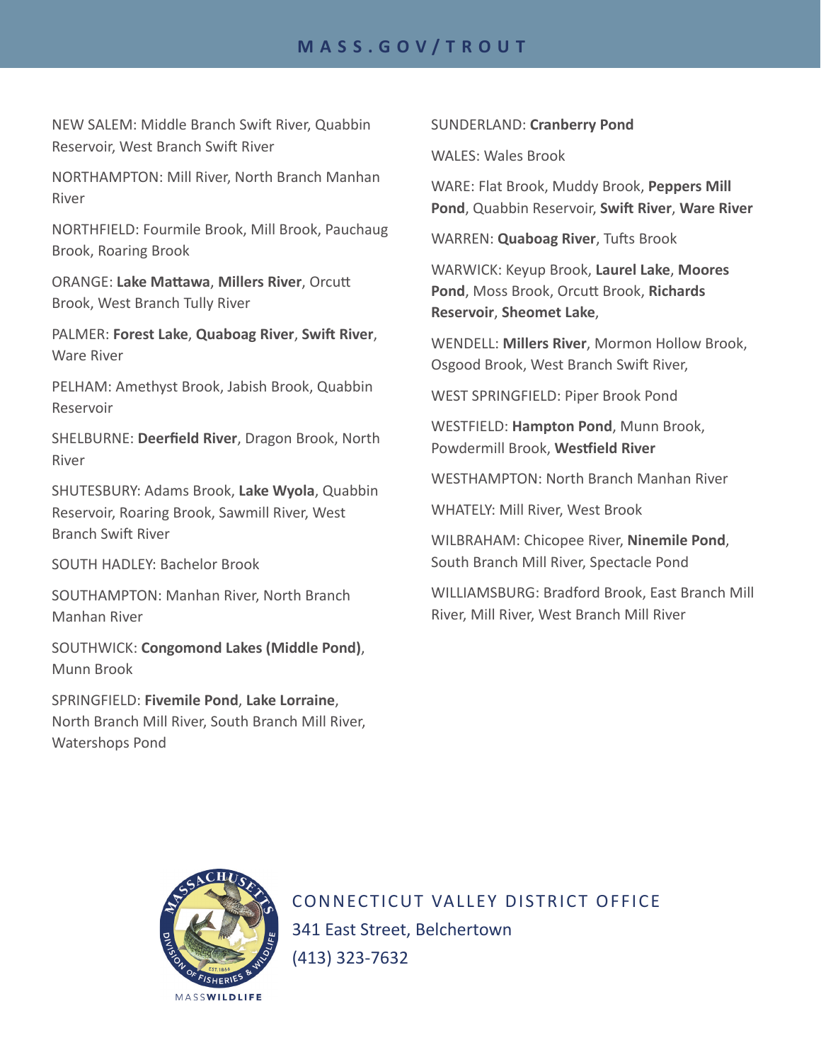NEW SALEM: Middle Branch Swift River, Quabbin Reservoir, West Branch Swift River

NORTHAMPTON: Mill River, North Branch Manhan River

NORTHFIELD: Fourmile Brook, Mill Brook, Pauchaug Brook, Roaring Brook

ORANGE: **Lake Mattawa**, **Millers River**, Orcutt Brook, West Branch Tully River

PALMER: **Forest Lake**, **Quaboag River**, **Swift River**, Ware River

PELHAM: Amethyst Brook, Jabish Brook, Quabbin Reservoir

SHELBURNE: **Deerfield River**, Dragon Brook, North River

SHUTESBURY: Adams Brook, **Lake Wyola**, Quabbin Reservoir, Roaring Brook, Sawmill River, West Branch Swift River

SOUTH HADLEY: Bachelor Brook

SOUTHAMPTON: Manhan River, North Branch Manhan River

SOUTHWICK: **Congomond Lakes (Middle Pond)**, Munn Brook

SPRINGFIELD: **Fivemile Pond**, **Lake Lorraine**, North Branch Mill River, South Branch Mill River, Watershops Pond

SUNDERLAND: **Cranberry Pond**

WALES: Wales Brook

WARE: Flat Brook, Muddy Brook, **Peppers Mill Pond**, Quabbin Reservoir, **Swift River**, **Ware River**

WARREN: **Quaboag River**, Tufts Brook

WARWICK: Keyup Brook, **Laurel Lake**, **Moores Pond**, Moss Brook, Orcutt Brook, **Richards Reservoir**, **Sheomet Lake**,

WENDELL: **Millers River**, Mormon Hollow Brook, Osgood Brook, West Branch Swift River,

WEST SPRINGFIELD: Piper Brook Pond

WESTFIELD: **Hampton Pond**, Munn Brook, Powdermill Brook, **Westfield River**

WESTHAMPTON: North Branch Manhan River

WHATELY: Mill River, West Brook

WILBRAHAM: Chicopee River, **Ninemile Pond**, South Branch Mill River, Spectacle Pond

WILLIAMSBURG: Bradford Brook, East Branch Mill River, Mill River, West Branch Mill River

CONNECTICUT VALLEY DISTRICT OFFICE
341 East Street, Belchertown
(413) 323-7632